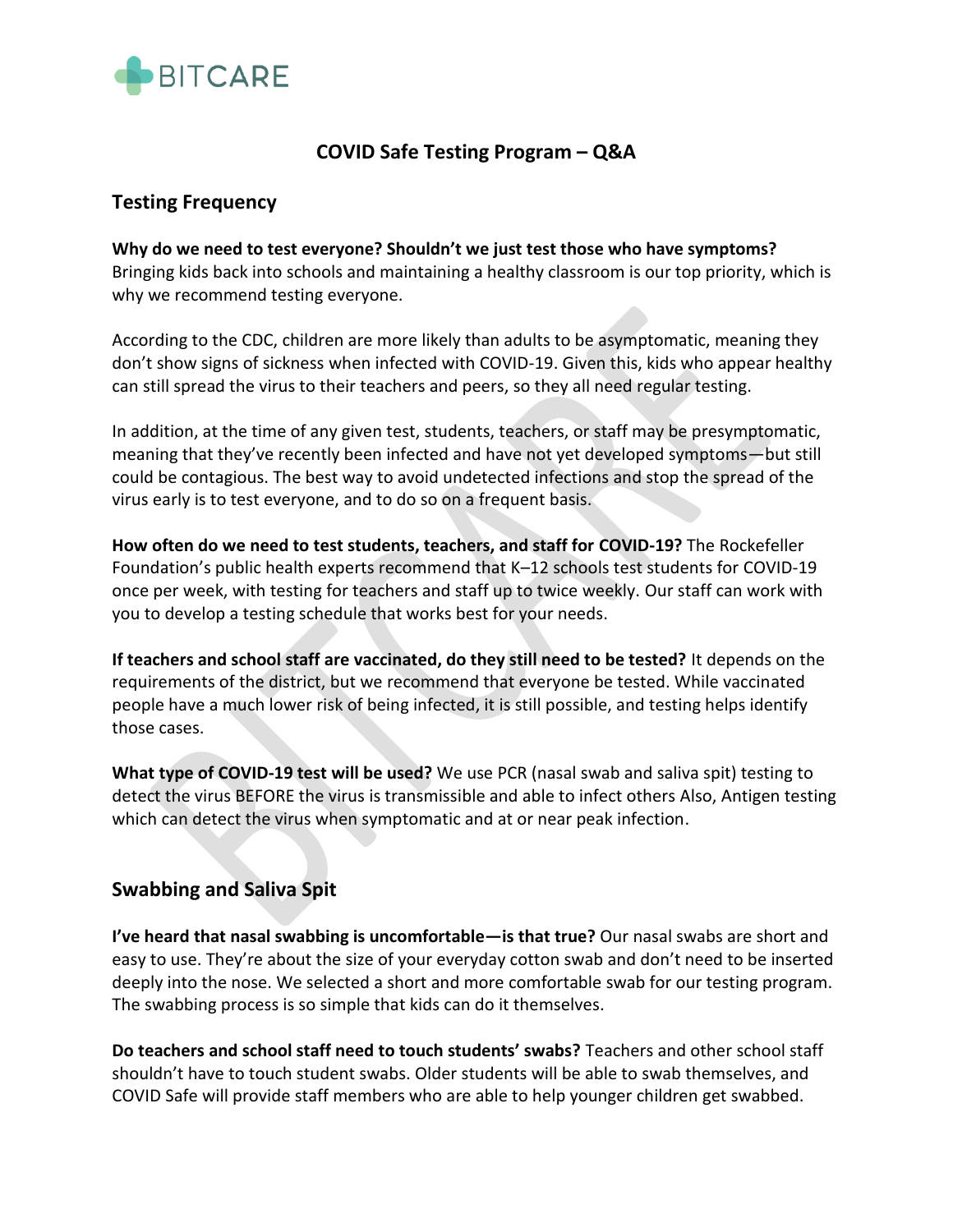BITCARE

# COVID Safe Testing Program – Q&A

## Testing Frequency

**Why do we need to test everyone? Shouldn't we just test those who have symptoms?** Bringing kids back into schools and maintaining a healthy classroom is our top priority, which is why we recommend testing everyone.

According to the CDC, children are more likely than adults to be asymptomatic, meaning they don't show signs of sickness when infected with COVID-19. Given this, kids who appear healthy can still spread the virus to their teachers and peers, so they all need regular testing.

In addition, at the time of any given test, students, teachers, or staff may be presymptomatic, meaning that they've recently been infected and have not yet developed symptoms—but still could be contagious. The best way to avoid undetected infections and stop the spread of the virus early is to test everyone, and to do so on a frequent basis.

**How often do we need to test students, teachers, and staff for COVID-19?** The Rockefeller Foundation's public health experts recommend that K–12 schools test students for COVID-19 once per week, with testing for teachers and staff up to twice weekly. Our staff can work with you to develop a testing schedule that works best for your needs.

**If teachers and school staff are vaccinated, do they still need to be tested?** It depends on the requirements of the district, but we recommend that everyone be tested. While vaccinated people have a much lower risk of being infected, it is still possible, and testing helps identify those cases.

**What type of COVID-19 test will be used?** We use PCR (nasal swab and saliva spit) testing to detect the virus BEFORE the virus is transmissible and able to infect others Also, Antigen testing which can detect the virus when symptomatic and at or near peak infection.

## Swabbing and Saliva Spit

**I've heard that nasal swabbing is uncomfortable—is that true?** Our nasal swabs are short and easy to use. They're about the size of your everyday cotton swab and don't need to be inserted deeply into the nose. We selected a short and more comfortable swab for our testing program. The swabbing process is so simple that kids can do it themselves.

**Do teachers and school staff need to touch students' swabs?** Teachers and other school staff shouldn't have to touch student swabs. Older students will be able to swab themselves, and COVID Safe will provide staff members who are able to help younger children get swabbed.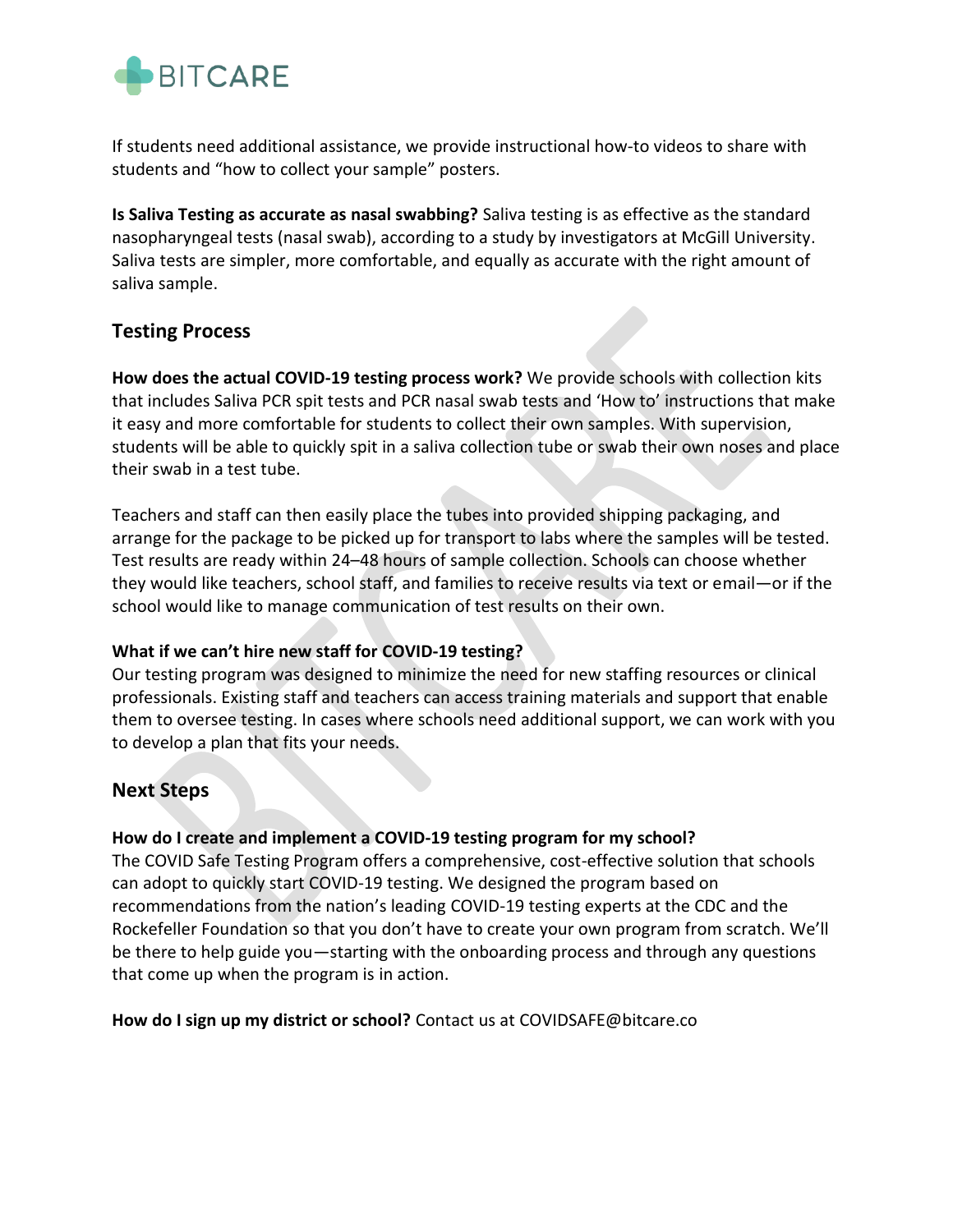If students need additional assistance, we provide instructional how-to videos to share with students and "how to collect your sample" posters.

**Is Saliva Testing as accurate as nasal swabbing?** Saliva testing is as effective as the standard nasopharyngeal tests (nasal swab), according to a study by investigators at McGill University. Saliva tests are simpler, more comfortable, and equally as accurate with the right amount of saliva sample.

## Testing Process

**How does the actual COVID-19 testing process work?** We provide schools with collection kits that includes Saliva PCR spit tests and PCR nasal swab tests and 'How to' instructions that make it easy and more comfortable for students to collect their own samples. With supervision, students will be able to quickly spit in a saliva collection tube or swab their own noses and place their swab in a test tube.

Teachers and staff can then easily place the tubes into provided shipping packaging, and arrange for the package to be picked up for transport to labs where the samples will be tested. Test results are ready within 24–48 hours of sample collection. Schools can choose whether they would like teachers, school staff, and families to receive results via text or email—or if the school would like to manage communication of test results on their own.

**What if we can't hire new staff for COVID-19 testing?**
Our testing program was designed to minimize the need for new staffing resources or clinical professionals. Existing staff and teachers can access training materials and support that enable them to oversee testing. In cases where schools need additional support, we can work with you to develop a plan that fits your needs.

## Next Steps

**How do I create and implement a COVID-19 testing program for my school?**
The COVID Safe Testing Program offers a comprehensive, cost-effective solution that schools can adopt to quickly start COVID-19 testing. We designed the program based on recommendations from the nation's leading COVID-19 testing experts at the CDC and the Rockefeller Foundation so that you don't have to create your own program from scratch. We'll be there to help guide you—starting with the onboarding process and through any questions that come up when the program is in action.

**How do I sign up my district or school?** Contact us at COVIDSAFE@bitcare.co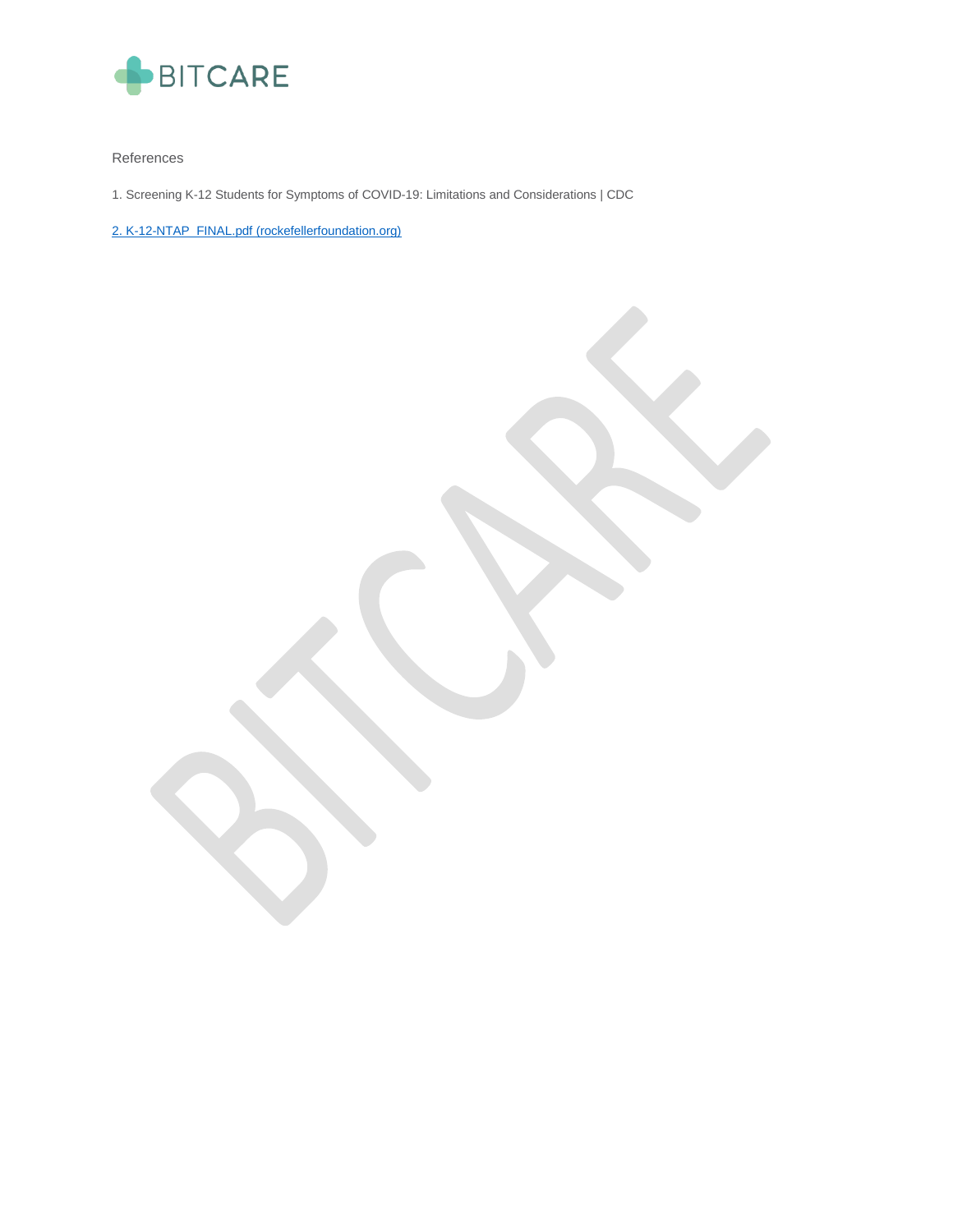References

1. Screening K-12 Students for Symptoms of COVID-19: Limitations and Considerations | CDC

2. K-12-NTAP_FINAL.pdf (rockefellerfoundation.org)